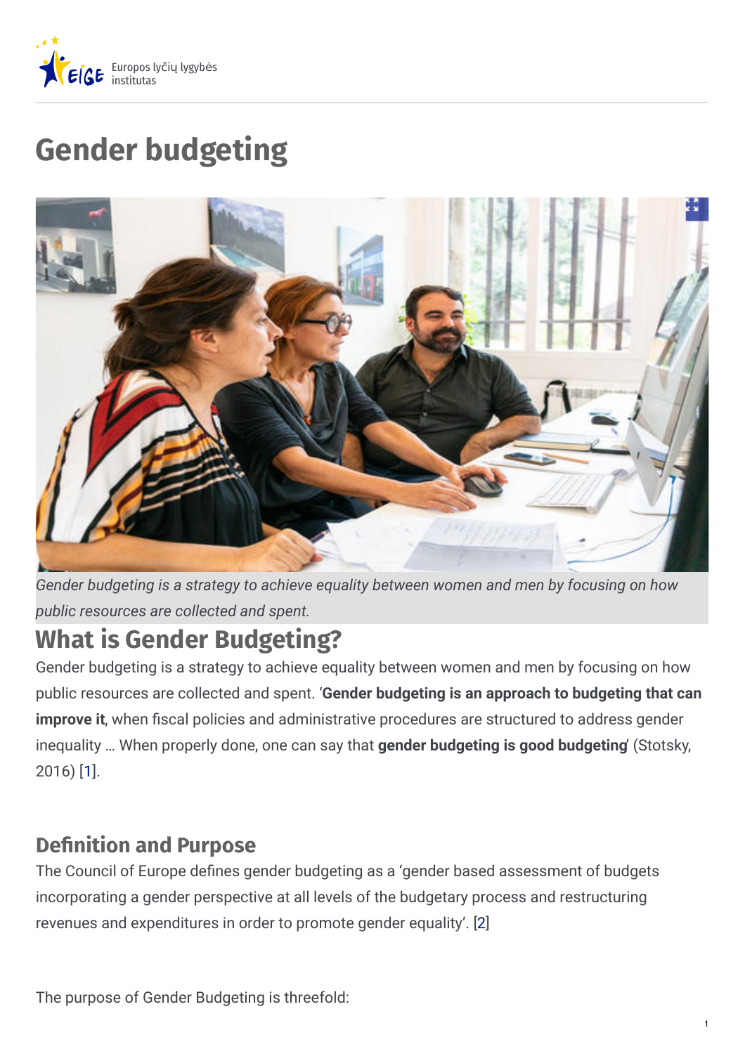Europos lyčių lygybės institutas

# Gender budgeting

*Gender budgeting is a strategy to achieve equality between women and men by focusing on how public resources are collected and spent.*

## What is Gender Budgeting?

Gender budgeting is a strategy to achieve equality between women and men by focusing on how public resources are collected and spent. '**Gender budgeting is an approach to budgeting that can improve it**, when fiscal policies and administrative procedures are structured to address gender inequality … When properly done, one can say that **gender budgeting is good budgeting**' (Stotsky, 2016) [1].

### Definition and Purpose

The Council of Europe defines gender budgeting as a 'gender based assessment of budgets incorporating a gender perspective at all levels of the budgetary process and restructuring revenues and expenditures in order to promote gender equality'. [2]

The purpose of Gender Budgeting is threefold: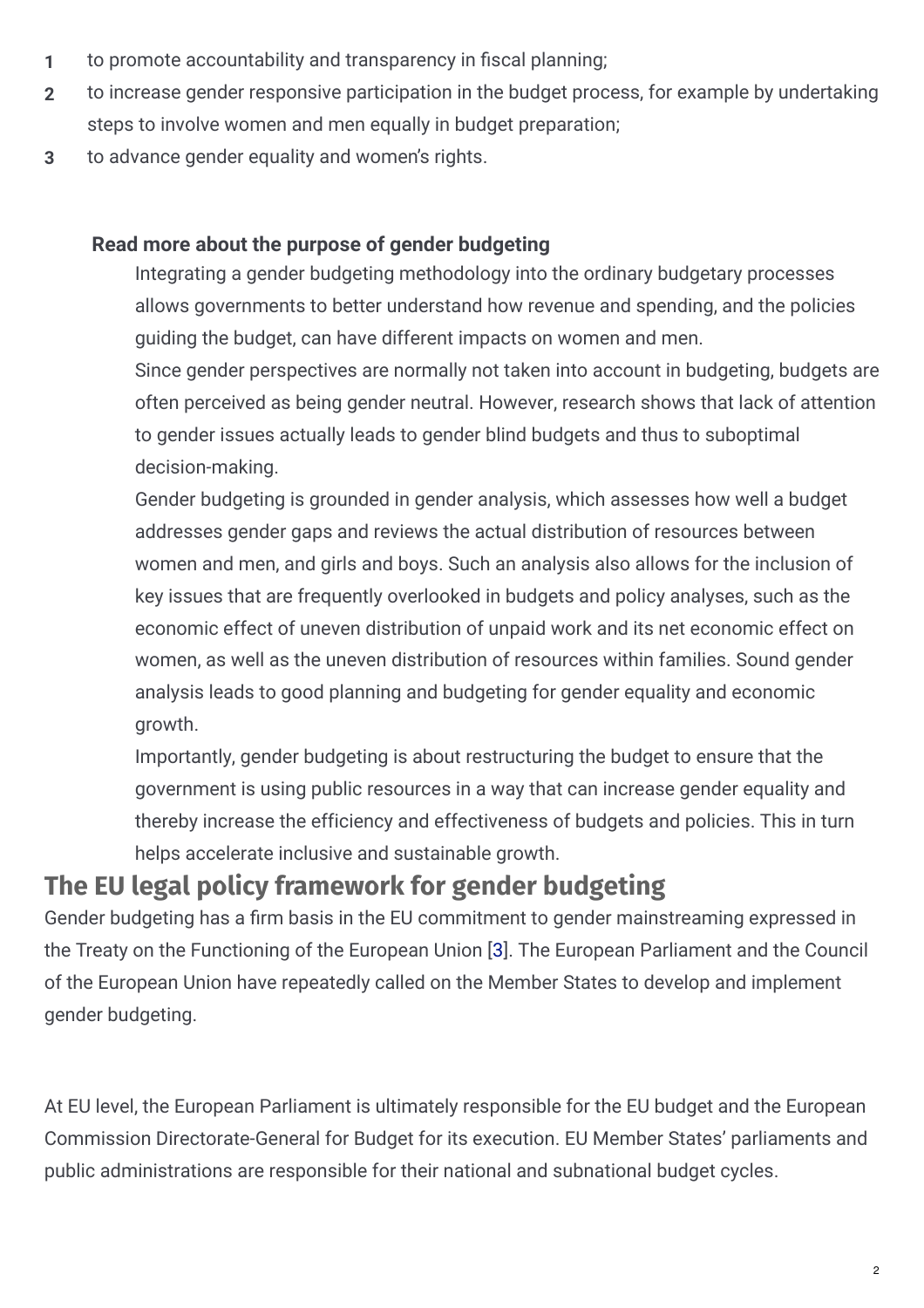1. to promote accountability and transparency in fiscal planning;
2. to increase gender responsive participation in the budget process, for example by undertaking steps to involve women and men equally in budget preparation;
3. to advance gender equality and women's rights.

**Read more about the purpose of gender budgeting**

Integrating a gender budgeting methodology into the ordinary budgetary processes allows governments to better understand how revenue and spending, and the policies guiding the budget, can have different impacts on women and men.

Since gender perspectives are normally not taken into account in budgeting, budgets are often perceived as being gender neutral. However, research shows that lack of attention to gender issues actually leads to gender blind budgets and thus to suboptimal decision-making.

Gender budgeting is grounded in gender analysis, which assesses how well a budget addresses gender gaps and reviews the actual distribution of resources between women and men, and girls and boys. Such an analysis also allows for the inclusion of key issues that are frequently overlooked in budgets and policy analyses, such as the economic effect of uneven distribution of unpaid work and its net economic effect on women, as well as the uneven distribution of resources within families. Sound gender analysis leads to good planning and budgeting for gender equality and economic growth.

Importantly, gender budgeting is about restructuring the budget to ensure that the government is using public resources in a way that can increase gender equality and thereby increase the efficiency and effectiveness of budgets and policies. This in turn helps accelerate inclusive and sustainable growth.

## The EU legal policy framework for gender budgeting

Gender budgeting has a firm basis in the EU commitment to gender mainstreaming expressed in the Treaty on the Functioning of the European Union [3]. The European Parliament and the Council of the European Union have repeatedly called on the Member States to develop and implement gender budgeting.

At EU level, the European Parliament is ultimately responsible for the EU budget and the European Commission Directorate-General for Budget for its execution. EU Member States' parliaments and public administrations are responsible for their national and subnational budget cycles.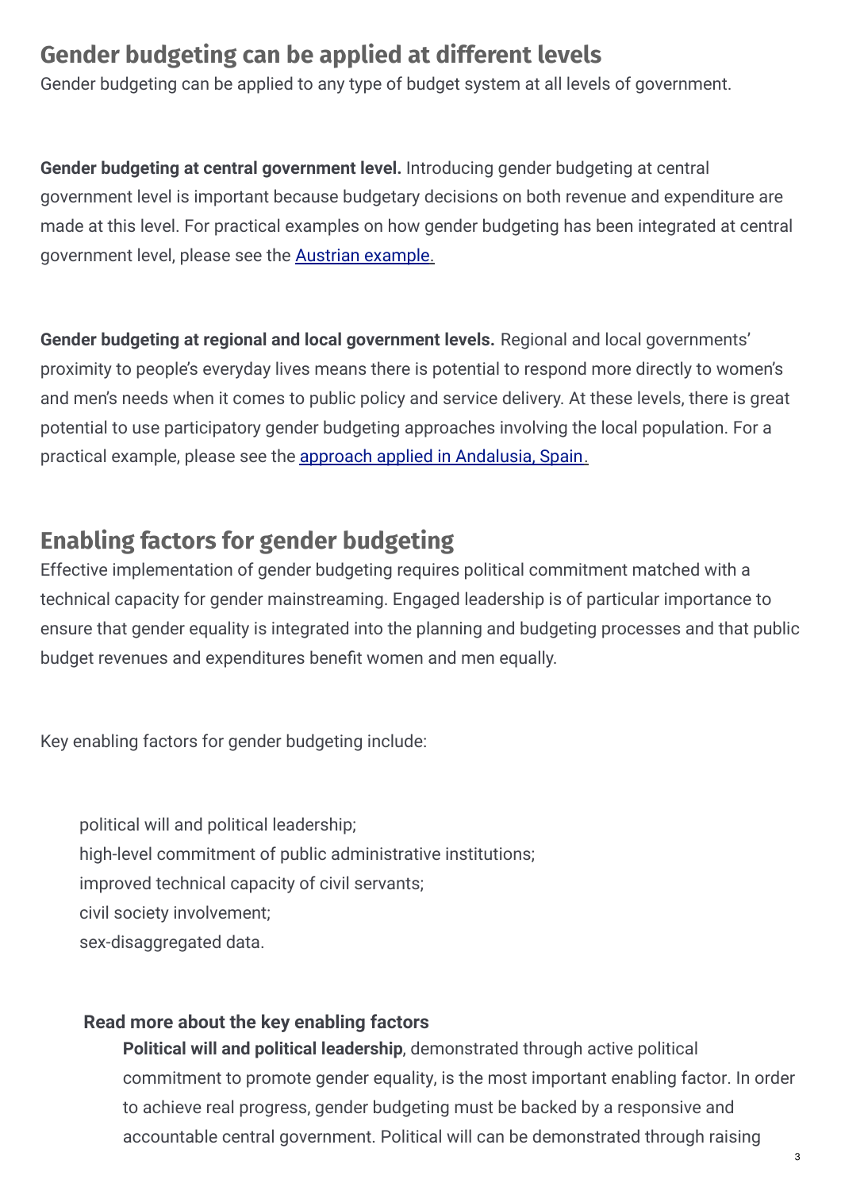## Gender budgeting can be applied at different levels

Gender budgeting can be applied to any type of budget system at all levels of government.

**Gender budgeting at central government level.** Introducing gender budgeting at central government level is important because budgetary decisions on both revenue and expenditure are made at this level. For practical examples on how gender budgeting has been integrated at central government level, please see the Austrian example.

**Gender budgeting at regional and local government levels.** Regional and local governments' proximity to people's everyday lives means there is potential to respond more directly to women's and men's needs when it comes to public policy and service delivery. At these levels, there is great potential to use participatory gender budgeting approaches involving the local population. For a practical example, please see the approach applied in Andalusia, Spain.

## Enabling factors for gender budgeting

Effective implementation of gender budgeting requires political commitment matched with a technical capacity for gender mainstreaming. Engaged leadership is of particular importance to ensure that gender equality is integrated into the planning and budgeting processes and that public budget revenues and expenditures benefit women and men equally.

Key enabling factors for gender budgeting include:

- political will and political leadership;
- high-level commitment of public administrative institutions;
- improved technical capacity of civil servants;
- civil society involvement;
- sex-disaggregated data.

**Read more about the key enabling factors**

**Political will and political leadership**, demonstrated through active political commitment to promote gender equality, is the most important enabling factor. In order to achieve real progress, gender budgeting must be backed by a responsive and accountable central government. Political will can be demonstrated through raising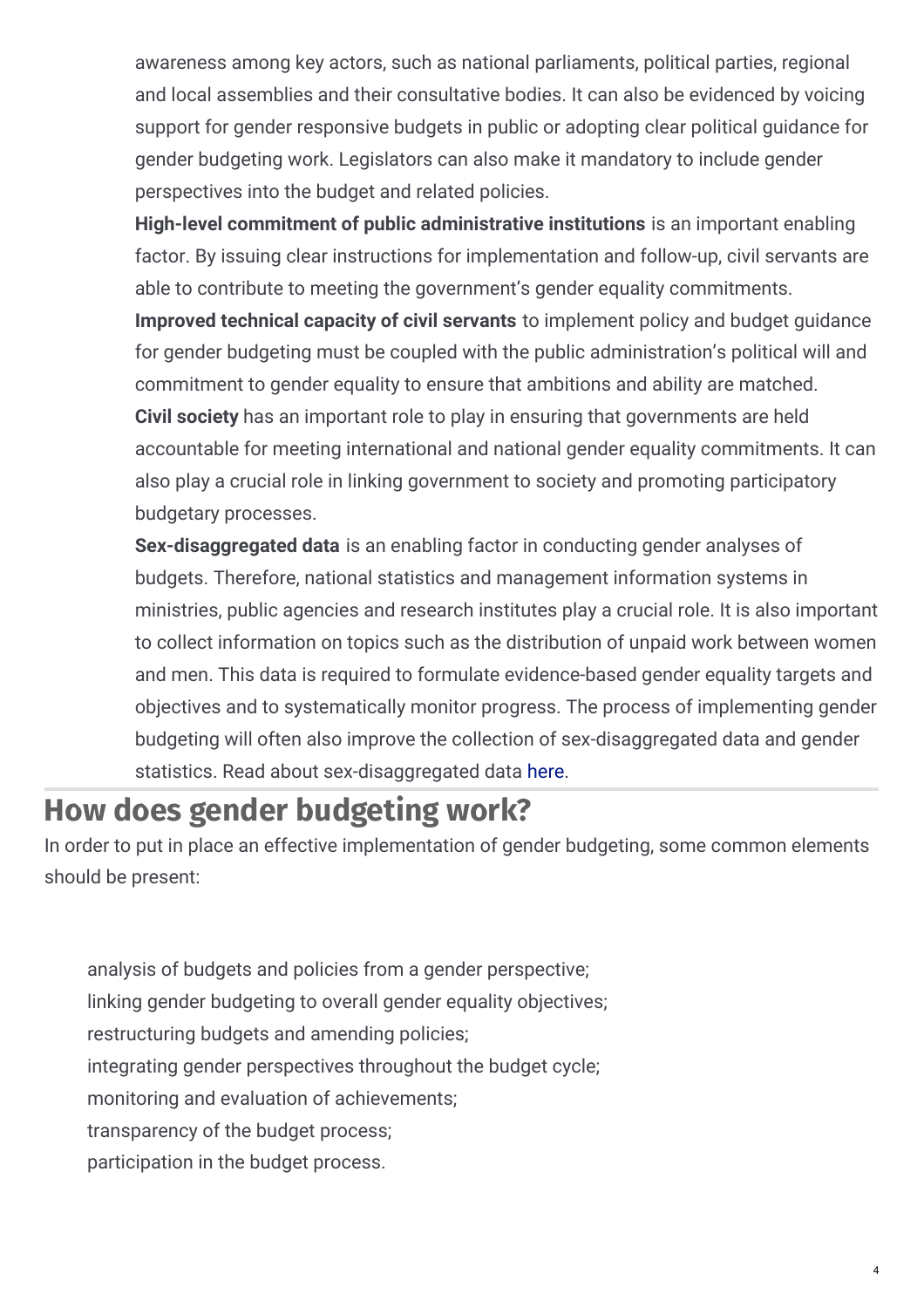awareness among key actors, such as national parliaments, political parties, regional and local assemblies and their consultative bodies. It can also be evidenced by voicing support for gender responsive budgets in public or adopting clear political guidance for gender budgeting work. Legislators can also make it mandatory to include gender perspectives into the budget and related policies.

**High-level commitment of public administrative institutions** is an important enabling factor. By issuing clear instructions for implementation and follow-up, civil servants are able to contribute to meeting the government's gender equality commitments.

**Improved technical capacity of civil servants** to implement policy and budget guidance for gender budgeting must be coupled with the public administration's political will and commitment to gender equality to ensure that ambitions and ability are matched.

**Civil society** has an important role to play in ensuring that governments are held accountable for meeting international and national gender equality commitments. It can also play a crucial role in linking government to society and promoting participatory budgetary processes.

**Sex-disaggregated data** is an enabling factor in conducting gender analyses of budgets. Therefore, national statistics and management information systems in ministries, public agencies and research institutes play a crucial role. It is also important to collect information on topics such as the distribution of unpaid work between women and men. This data is required to formulate evidence-based gender equality targets and objectives and to systematically monitor progress. The process of implementing gender budgeting will often also improve the collection of sex-disaggregated data and gender statistics. Read about sex-disaggregated data here.

## How does gender budgeting work?

In order to put in place an effective implementation of gender budgeting, some common elements should be present:

- analysis of budgets and policies from a gender perspective;
- linking gender budgeting to overall gender equality objectives;
- restructuring budgets and amending policies;
- integrating gender perspectives throughout the budget cycle;
- monitoring and evaluation of achievements;
- transparency of the budget process;
- participation in the budget process.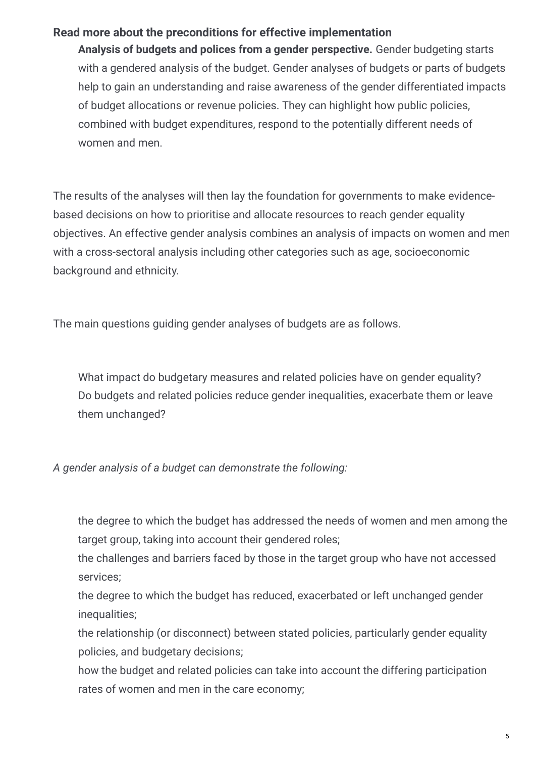**Read more about the preconditions for effective implementation**

**Analysis of budgets and polices from a gender perspective.** Gender budgeting starts with a gendered analysis of the budget. Gender analyses of budgets or parts of budgets help to gain an understanding and raise awareness of the gender differentiated impacts of budget allocations or revenue policies. They can highlight how public policies, combined with budget expenditures, respond to the potentially different needs of women and men.

The results of the analyses will then lay the foundation for governments to make evidence-based decisions on how to prioritise and allocate resources to reach gender equality objectives. An effective gender analysis combines an analysis of impacts on women and men with a cross-sectoral analysis including other categories such as age, socioeconomic background and ethnicity.

The main questions guiding gender analyses of budgets are as follows.

- What impact do budgetary measures and related policies have on gender equality?
- Do budgets and related policies reduce gender inequalities, exacerbate them or leave them unchanged?

*A gender analysis of a budget can demonstrate the following:*

- the degree to which the budget has addressed the needs of women and men among the target group, taking into account their gendered roles;
- the challenges and barriers faced by those in the target group who have not accessed services;
- the degree to which the budget has reduced, exacerbated or left unchanged gender inequalities;
- the relationship (or disconnect) between stated policies, particularly gender equality policies, and budgetary decisions;
- how the budget and related policies can take into account the differing participation rates of women and men in the care economy;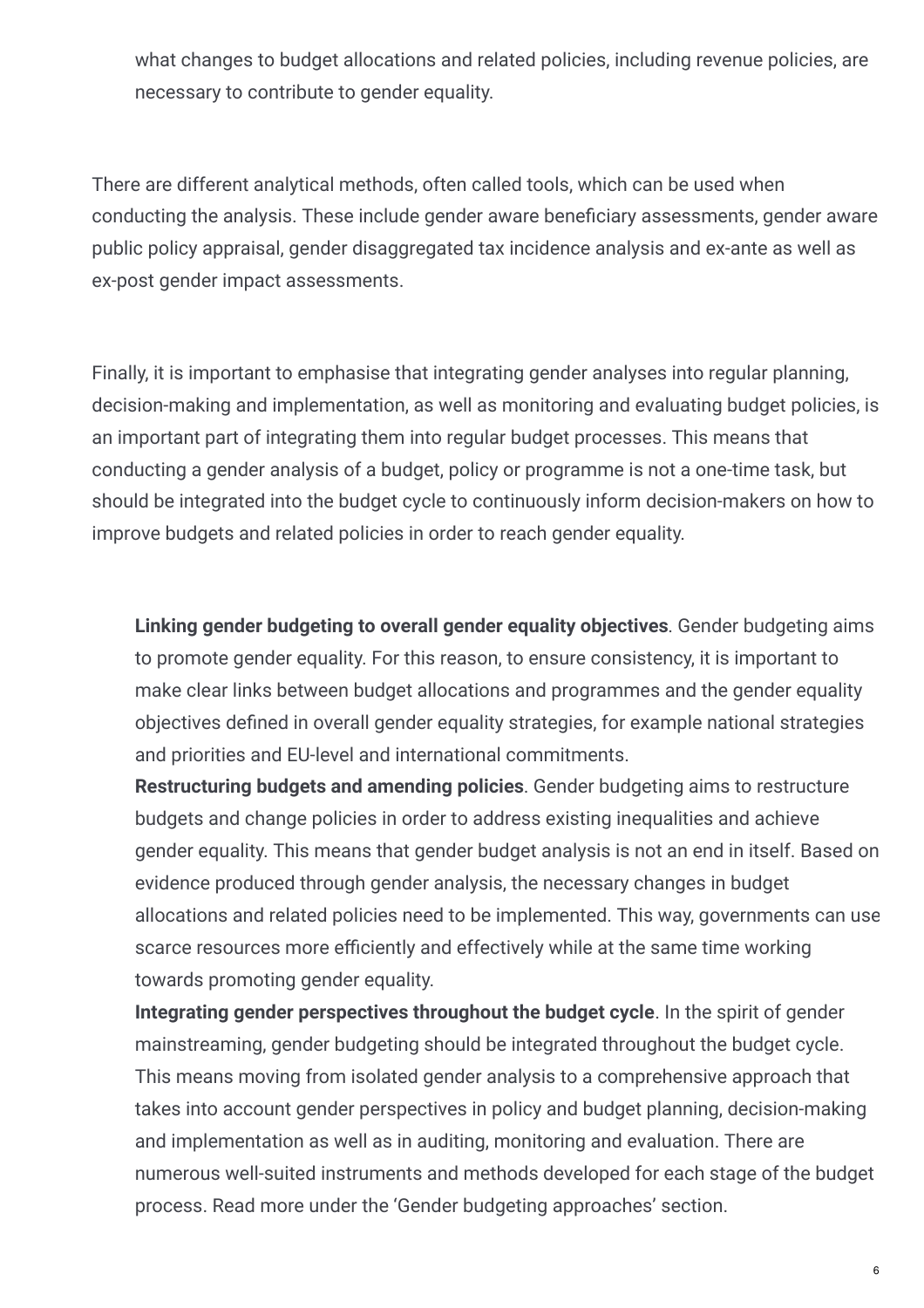what changes to budget allocations and related policies, including revenue policies, are necessary to contribute to gender equality.

There are different analytical methods, often called tools, which can be used when conducting the analysis. These include gender aware beneficiary assessments, gender aware public policy appraisal, gender disaggregated tax incidence analysis and ex-ante as well as ex-post gender impact assessments.

Finally, it is important to emphasise that integrating gender analyses into regular planning, decision-making and implementation, as well as monitoring and evaluating budget policies, is an important part of integrating them into regular budget processes. This means that conducting a gender analysis of a budget, policy or programme is not a one-time task, but should be integrated into the budget cycle to continuously inform decision-makers on how to improve budgets and related policies in order to reach gender equality.

**Linking gender budgeting to overall gender equality objectives**. Gender budgeting aims to promote gender equality. For this reason, to ensure consistency, it is important to make clear links between budget allocations and programmes and the gender equality objectives defined in overall gender equality strategies, for example national strategies and priorities and EU-level and international commitments.

**Restructuring budgets and amending policies**. Gender budgeting aims to restructure budgets and change policies in order to address existing inequalities and achieve gender equality. This means that gender budget analysis is not an end in itself. Based on evidence produced through gender analysis, the necessary changes in budget allocations and related policies need to be implemented. This way, governments can use scarce resources more efficiently and effectively while at the same time working towards promoting gender equality.

**Integrating gender perspectives throughout the budget cycle**. In the spirit of gender mainstreaming, gender budgeting should be integrated throughout the budget cycle. This means moving from isolated gender analysis to a comprehensive approach that takes into account gender perspectives in policy and budget planning, decision-making and implementation as well as in auditing, monitoring and evaluation. There are numerous well-suited instruments and methods developed for each stage of the budget process. Read more under the 'Gender budgeting approaches' section.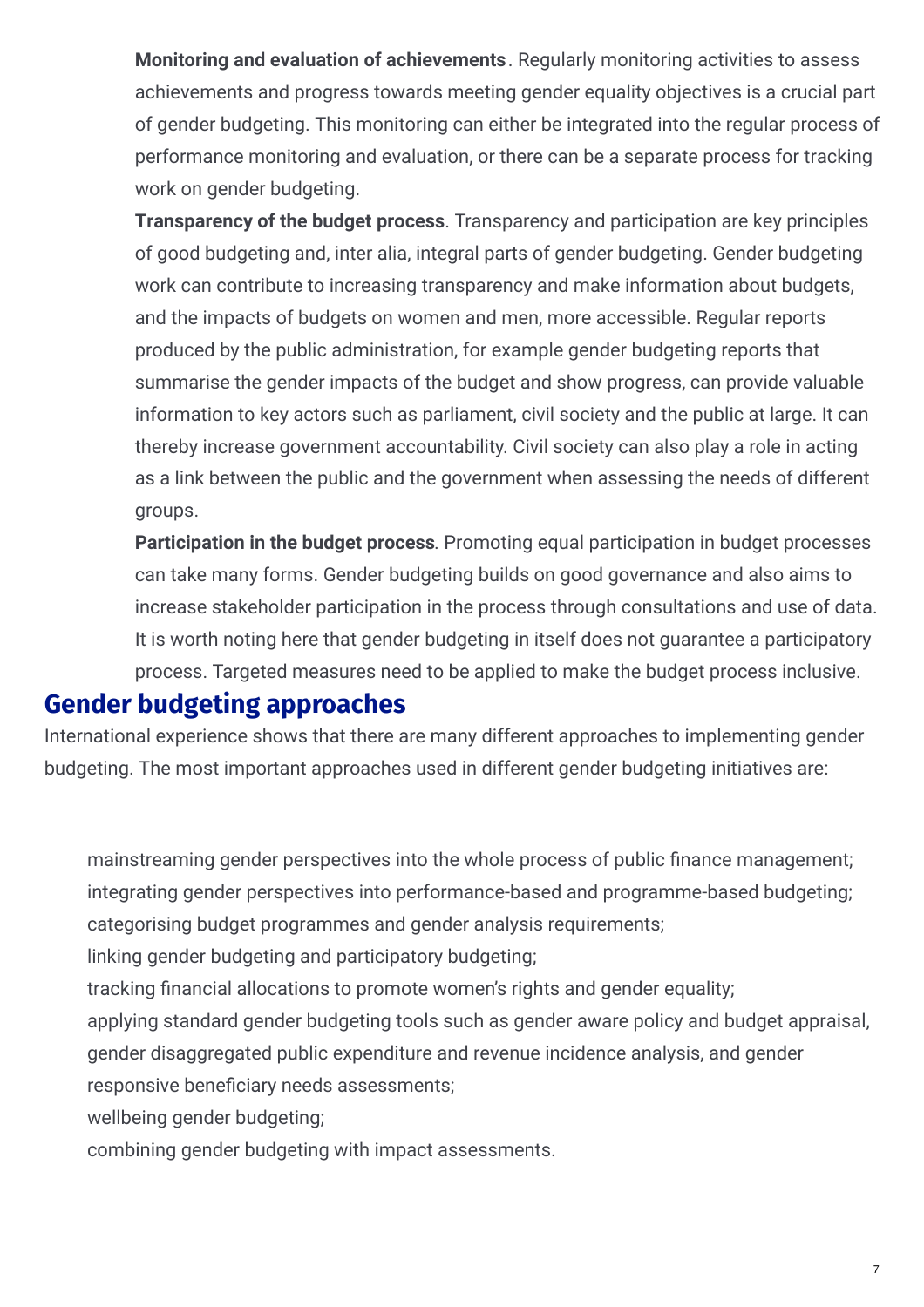**Monitoring and evaluation of achievements**. Regularly monitoring activities to assess achievements and progress towards meeting gender equality objectives is a crucial part of gender budgeting. This monitoring can either be integrated into the regular process of performance monitoring and evaluation, or there can be a separate process for tracking work on gender budgeting.

**Transparency of the budget process**. Transparency and participation are key principles of good budgeting and, inter alia, integral parts of gender budgeting. Gender budgeting work can contribute to increasing transparency and make information about budgets, and the impacts of budgets on women and men, more accessible. Regular reports produced by the public administration, for example gender budgeting reports that summarise the gender impacts of the budget and show progress, can provide valuable information to key actors such as parliament, civil society and the public at large. It can thereby increase government accountability. Civil society can also play a role in acting as a link between the public and the government when assessing the needs of different groups.

**Participation in the budget process**. Promoting equal participation in budget processes can take many forms. Gender budgeting builds on good governance and also aims to increase stakeholder participation in the process through consultations and use of data. It is worth noting here that gender budgeting in itself does not guarantee a participatory process. Targeted measures need to be applied to make the budget process inclusive.

## Gender budgeting approaches

International experience shows that there are many different approaches to implementing gender budgeting. The most important approaches used in different gender budgeting initiatives are:

- mainstreaming gender perspectives into the whole process of public finance management;
- integrating gender perspectives into performance-based and programme-based budgeting;
- categorising budget programmes and gender analysis requirements;
- linking gender budgeting and participatory budgeting;
- tracking financial allocations to promote women's rights and gender equality;
- applying standard gender budgeting tools such as gender aware policy and budget appraisal, gender disaggregated public expenditure and revenue incidence analysis, and gender responsive beneficiary needs assessments;
- wellbeing gender budgeting;
- combining gender budgeting with impact assessments.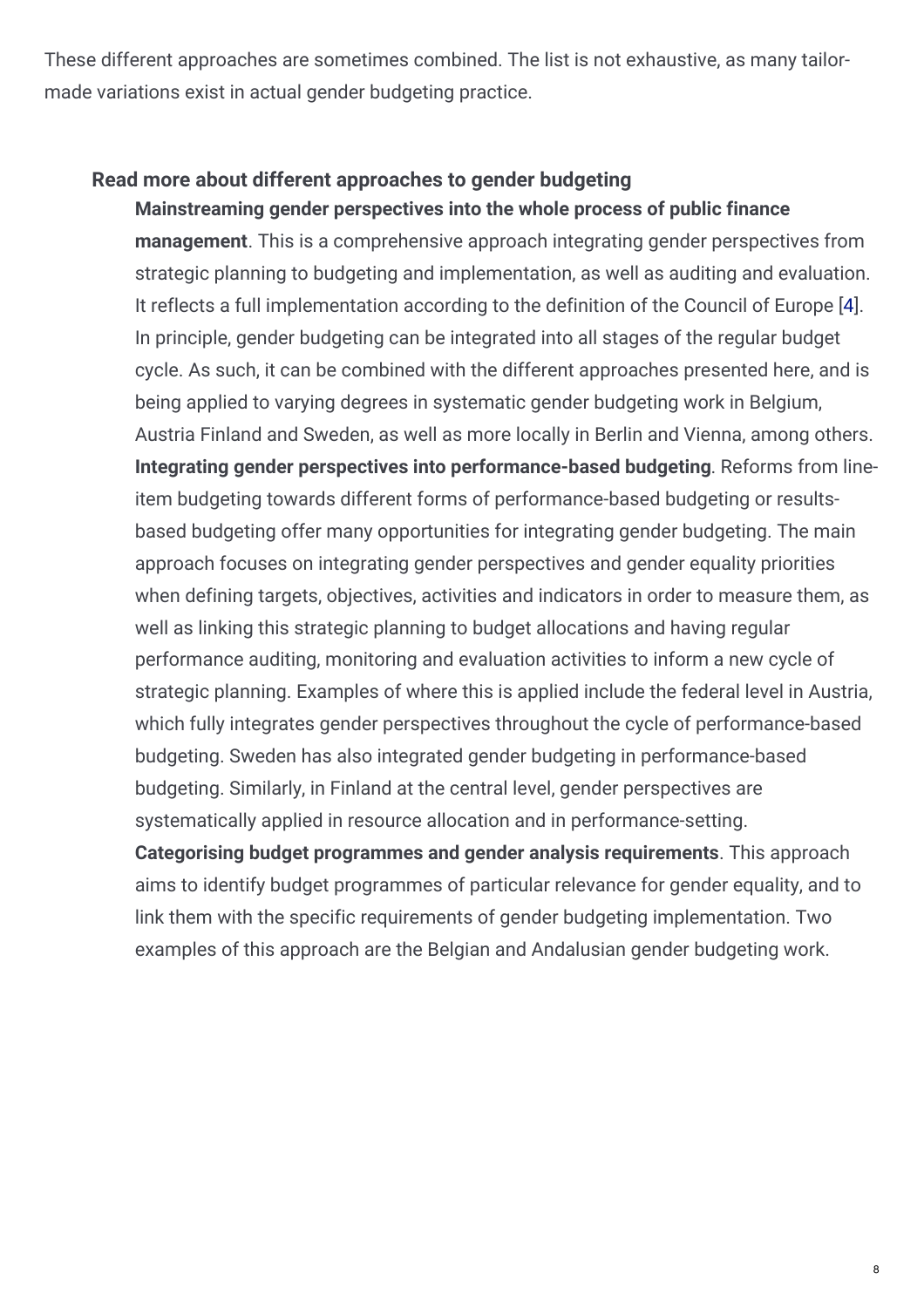These different approaches are sometimes combined. The list is not exhaustive, as many tailor-made variations exist in actual gender budgeting practice.

**Read more about different approaches to gender budgeting**

**Mainstreaming gender perspectives into the whole process of public finance management**. This is a comprehensive approach integrating gender perspectives from strategic planning to budgeting and implementation, as well as auditing and evaluation. It reflects a full implementation according to the definition of the Council of Europe [4]. In principle, gender budgeting can be integrated into all stages of the regular budget cycle. As such, it can be combined with the different approaches presented here, and is being applied to varying degrees in systematic gender budgeting work in Belgium, Austria Finland and Sweden, as well as more locally in Berlin and Vienna, among others.

**Integrating gender perspectives into performance-based budgeting**. Reforms from line-item budgeting towards different forms of performance-based budgeting or results-based budgeting offer many opportunities for integrating gender budgeting. The main approach focuses on integrating gender perspectives and gender equality priorities when defining targets, objectives, activities and indicators in order to measure them, as well as linking this strategic planning to budget allocations and having regular performance auditing, monitoring and evaluation activities to inform a new cycle of strategic planning. Examples of where this is applied include the federal level in Austria, which fully integrates gender perspectives throughout the cycle of performance-based budgeting. Sweden has also integrated gender budgeting in performance-based budgeting. Similarly, in Finland at the central level, gender perspectives are systematically applied in resource allocation and in performance-setting.

**Categorising budget programmes and gender analysis requirements**. This approach aims to identify budget programmes of particular relevance for gender equality, and to link them with the specific requirements of gender budgeting implementation. Two examples of this approach are the Belgian and Andalusian gender budgeting work.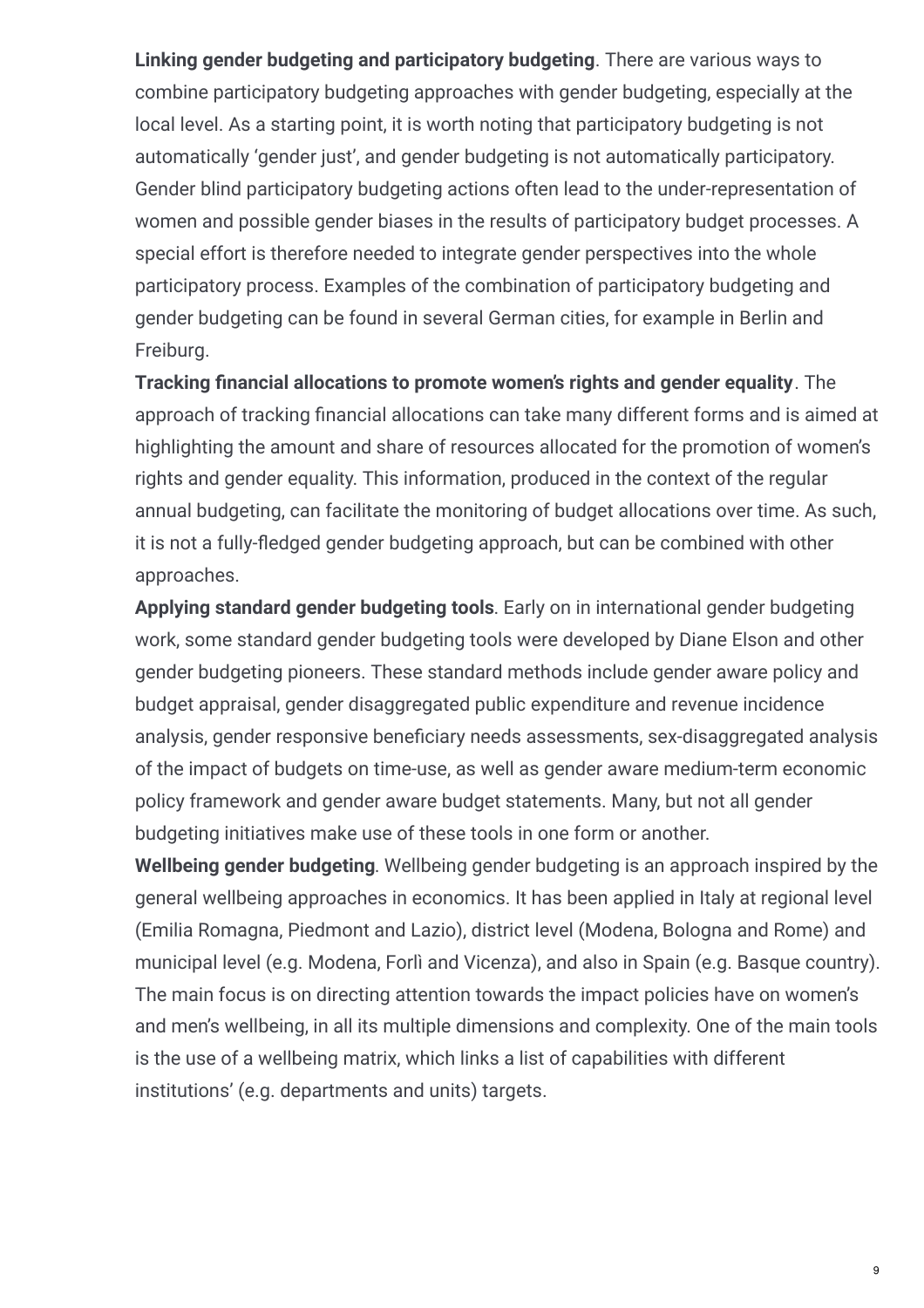**Linking gender budgeting and participatory budgeting**. There are various ways to combine participatory budgeting approaches with gender budgeting, especially at the local level. As a starting point, it is worth noting that participatory budgeting is not automatically 'gender just', and gender budgeting is not automatically participatory. Gender blind participatory budgeting actions often lead to the under-representation of women and possible gender biases in the results of participatory budget processes. A special effort is therefore needed to integrate gender perspectives into the whole participatory process. Examples of the combination of participatory budgeting and gender budgeting can be found in several German cities, for example in Berlin and Freiburg.

**Tracking financial allocations to promote women's rights and gender equality**. The approach of tracking financial allocations can take many different forms and is aimed at highlighting the amount and share of resources allocated for the promotion of women's rights and gender equality. This information, produced in the context of the regular annual budgeting, can facilitate the monitoring of budget allocations over time. As such, it is not a fully-fledged gender budgeting approach, but can be combined with other approaches.

**Applying standard gender budgeting tools**. Early on in international gender budgeting work, some standard gender budgeting tools were developed by Diane Elson and other gender budgeting pioneers. These standard methods include gender aware policy and budget appraisal, gender disaggregated public expenditure and revenue incidence analysis, gender responsive beneficiary needs assessments, sex-disaggregated analysis of the impact of budgets on time-use, as well as gender aware medium-term economic policy framework and gender aware budget statements. Many, but not all gender budgeting initiatives make use of these tools in one form or another.

**Wellbeing gender budgeting**. Wellbeing gender budgeting is an approach inspired by the general wellbeing approaches in economics. It has been applied in Italy at regional level (Emilia Romagna, Piedmont and Lazio), district level (Modena, Bologna and Rome) and municipal level (e.g. Modena, Forlì and Vicenza), and also in Spain (e.g. Basque country). The main focus is on directing attention towards the impact policies have on women's and men's wellbeing, in all its multiple dimensions and complexity. One of the main tools is the use of a wellbeing matrix, which links a list of capabilities with different institutions' (e.g. departments and units) targets.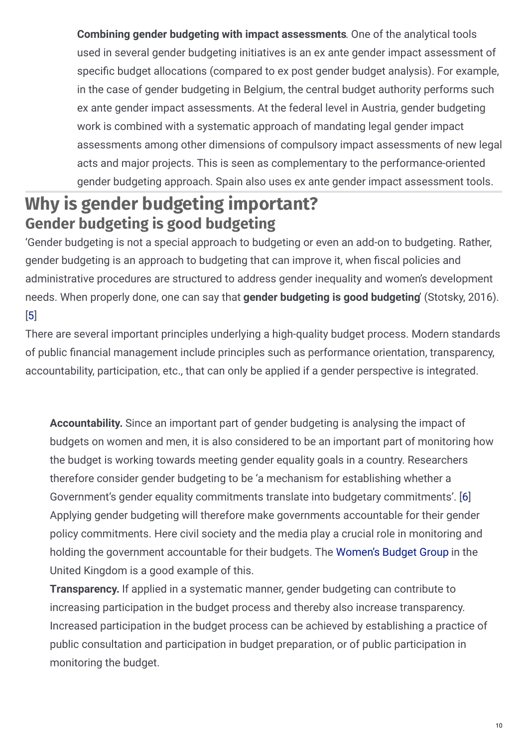**Combining gender budgeting with impact assessments**. One of the analytical tools used in several gender budgeting initiatives is an ex ante gender impact assessment of specific budget allocations (compared to ex post gender budget analysis). For example, in the case of gender budgeting in Belgium, the central budget authority performs such ex ante gender impact assessments. At the federal level in Austria, gender budgeting work is combined with a systematic approach of mandating legal gender impact assessments among other dimensions of compulsory impact assessments of new legal acts and major projects. This is seen as complementary to the performance-oriented gender budgeting approach. Spain also uses ex ante gender impact assessment tools.

# Why is gender budgeting important?

## Gender budgeting is good budgeting

'Gender budgeting is not a special approach to budgeting or even an add-on to budgeting. Rather, gender budgeting is an approach to budgeting that can improve it, when fiscal policies and administrative procedures are structured to address gender inequality and women's development needs. When properly done, one can say that **gender budgeting is good budgeting**' (Stotsky, 2016). [5]

There are several important principles underlying a high-quality budget process. Modern standards of public financial management include principles such as performance orientation, transparency, accountability, participation, etc., that can only be applied if a gender perspective is integrated.

**Accountability.** Since an important part of gender budgeting is analysing the impact of budgets on women and men, it is also considered to be an important part of monitoring how the budget is working towards meeting gender equality goals in a country. Researchers therefore consider gender budgeting to be 'a mechanism for establishing whether a Government's gender equality commitments translate into budgetary commitments'. [6] Applying gender budgeting will therefore make governments accountable for their gender policy commitments. Here civil society and the media play a crucial role in monitoring and holding the government accountable for their budgets. The Women's Budget Group in the United Kingdom is a good example of this.

**Transparency.** If applied in a systematic manner, gender budgeting can contribute to increasing participation in the budget process and thereby also increase transparency. Increased participation in the budget process can be achieved by establishing a practice of public consultation and participation in budget preparation, or of public participation in monitoring the budget.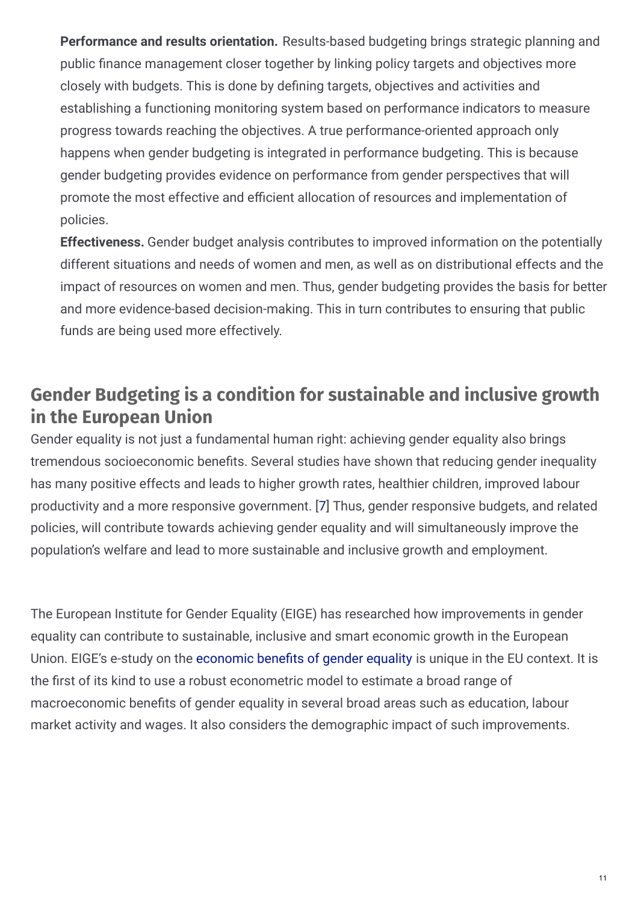**Performance and results orientation.** Results-based budgeting brings strategic planning and public finance management closer together by linking policy targets and objectives more closely with budgets. This is done by defining targets, objectives and activities and establishing a functioning monitoring system based on performance indicators to measure progress towards reaching the objectives. A true performance-oriented approach only happens when gender budgeting is integrated in performance budgeting. This is because gender budgeting provides evidence on performance from gender perspectives that will promote the most effective and efficient allocation of resources and implementation of policies.

**Effectiveness.** Gender budget analysis contributes to improved information on the potentially different situations and needs of women and men, as well as on distributional effects and the impact of resources on women and men. Thus, gender budgeting provides the basis for better and more evidence-based decision-making. This in turn contributes to ensuring that public funds are being used more effectively.

## Gender Budgeting is a condition for sustainable and inclusive growth in the European Union

Gender equality is not just a fundamental human right: achieving gender equality also brings tremendous socioeconomic benefits. Several studies have shown that reducing gender inequality has many positive effects and leads to higher growth rates, healthier children, improved labour productivity and a more responsive government. [7] Thus, gender responsive budgets, and related policies, will contribute towards achieving gender equality and will simultaneously improve the population's welfare and lead to more sustainable and inclusive growth and employment.

The European Institute for Gender Equality (EIGE) has researched how improvements in gender equality can contribute to sustainable, inclusive and smart economic growth in the European Union. EIGE's e-study on the economic benefits of gender equality is unique in the EU context. It is the first of its kind to use a robust econometric model to estimate a broad range of macroeconomic benefits of gender equality in several broad areas such as education, labour market activity and wages. It also considers the demographic impact of such improvements.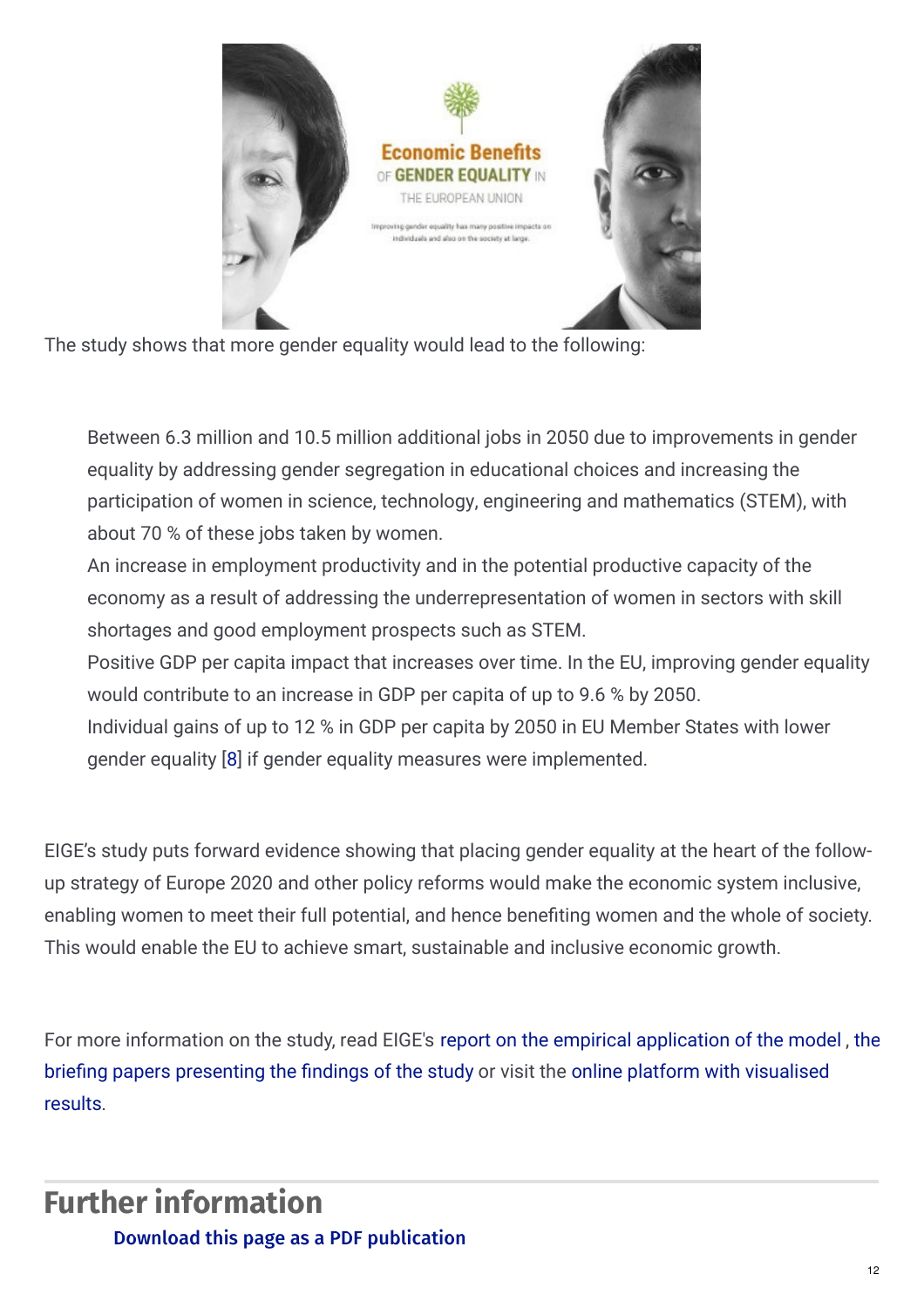The study shows that more gender equality would lead to the following:

- Between 6.3 million and 10.5 million additional jobs in 2050 due to improvements in gender equality by addressing gender segregation in educational choices and increasing the participation of women in science, technology, engineering and mathematics (STEM), with about 70 % of these jobs taken by women.
- An increase in employment productivity and in the potential productive capacity of the economy as a result of addressing the underrepresentation of women in sectors with skill shortages and good employment prospects such as STEM.
- Positive GDP per capita impact that increases over time. In the EU, improving gender equality would contribute to an increase in GDP per capita of up to 9.6 % by 2050.
- Individual gains of up to 12 % in GDP per capita by 2050 in EU Member States with lower gender equality [8] if gender equality measures were implemented.

EIGE's study puts forward evidence showing that placing gender equality at the heart of the follow-up strategy of Europe 2020 and other policy reforms would make the economic system inclusive, enabling women to meet their full potential, and hence benefiting women and the whole of society. This would enable the EU to achieve smart, sustainable and inclusive economic growth.

For more information on the study, read EIGE's report on the empirical application of the model , the briefing papers presenting the findings of the study or visit the online platform with visualised results.

## Further information

**Download this page as a PDF publication**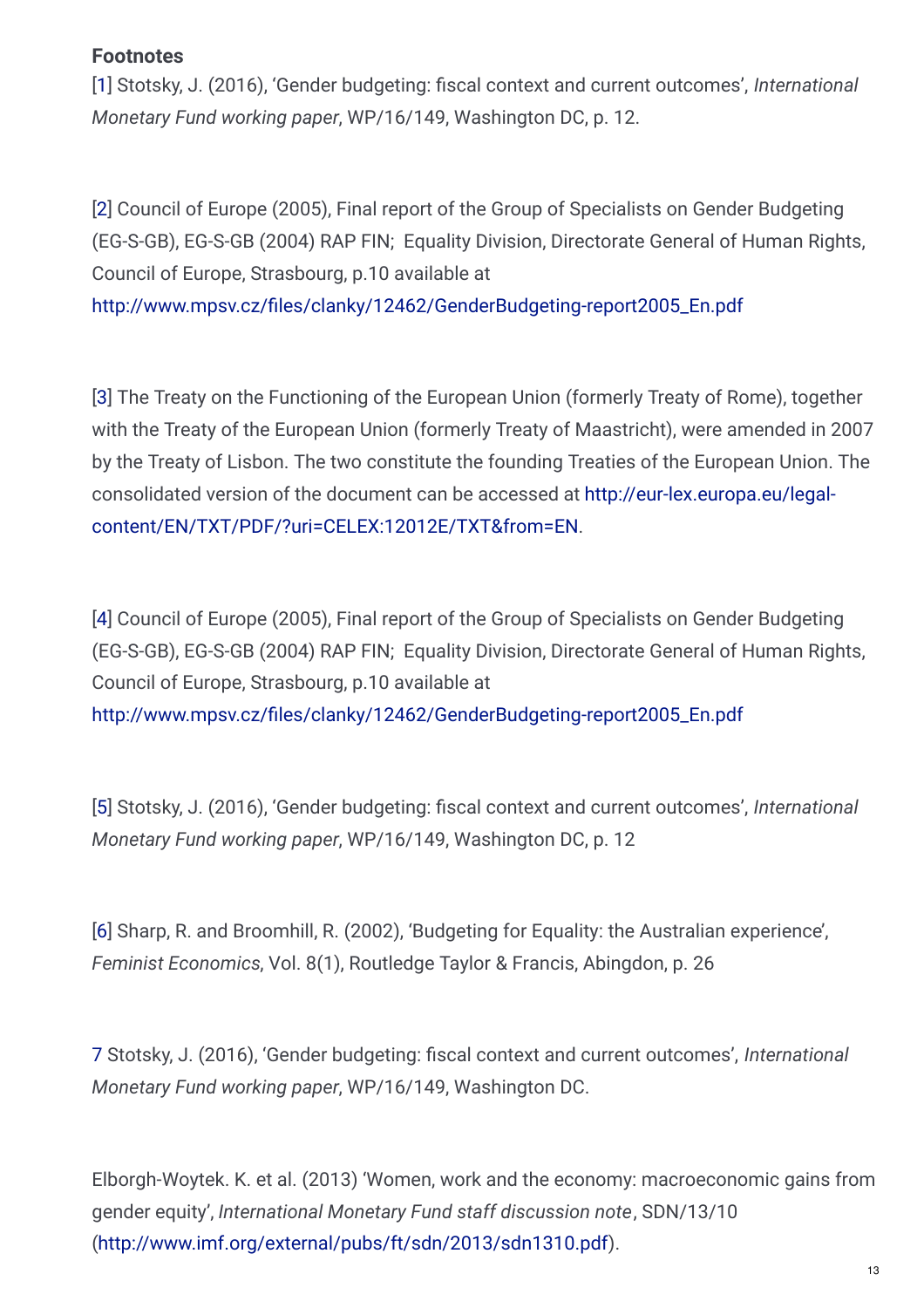**Footnotes**

[1] Stotsky, J. (2016), 'Gender budgeting: fiscal context and current outcomes', *International Monetary Fund working paper*, WP/16/149, Washington DC, p. 12.

[2] Council of Europe (2005), Final report of the Group of Specialists on Gender Budgeting (EG-S-GB), EG-S-GB (2004) RAP FIN; Equality Division, Directorate General of Human Rights, Council of Europe, Strasbourg, p.10 available at http://www.mpsv.cz/files/clanky/12462/GenderBudgeting-report2005_En.pdf

[3] The Treaty on the Functioning of the European Union (formerly Treaty of Rome), together with the Treaty of the European Union (formerly Treaty of Maastricht), were amended in 2007 by the Treaty of Lisbon. The two constitute the founding Treaties of the European Union. The consolidated version of the document can be accessed at http://eur-lex.europa.eu/legal-content/EN/TXT/PDF/?uri=CELEX:12012E/TXT&from=EN.

[4] Council of Europe (2005), Final report of the Group of Specialists on Gender Budgeting (EG-S-GB), EG-S-GB (2004) RAP FIN; Equality Division, Directorate General of Human Rights, Council of Europe, Strasbourg, p.10 available at http://www.mpsv.cz/files/clanky/12462/GenderBudgeting-report2005_En.pdf

[5] Stotsky, J. (2016), 'Gender budgeting: fiscal context and current outcomes', *International Monetary Fund working paper*, WP/16/149, Washington DC, p. 12

[6] Sharp, R. and Broomhill, R. (2002), 'Budgeting for Equality: the Australian experience', *Feminist Economics*, Vol. 8(1), Routledge Taylor & Francis, Abingdon, p. 26

7 Stotsky, J. (2016), 'Gender budgeting: fiscal context and current outcomes', *International Monetary Fund working paper*, WP/16/149, Washington DC.

Elborgh-Woytek. K. et al. (2013) 'Women, work and the economy: macroeconomic gains from gender equity', *International Monetary Fund staff discussion note*, SDN/13/10 (http://www.imf.org/external/pubs/ft/sdn/2013/sdn1310.pdf).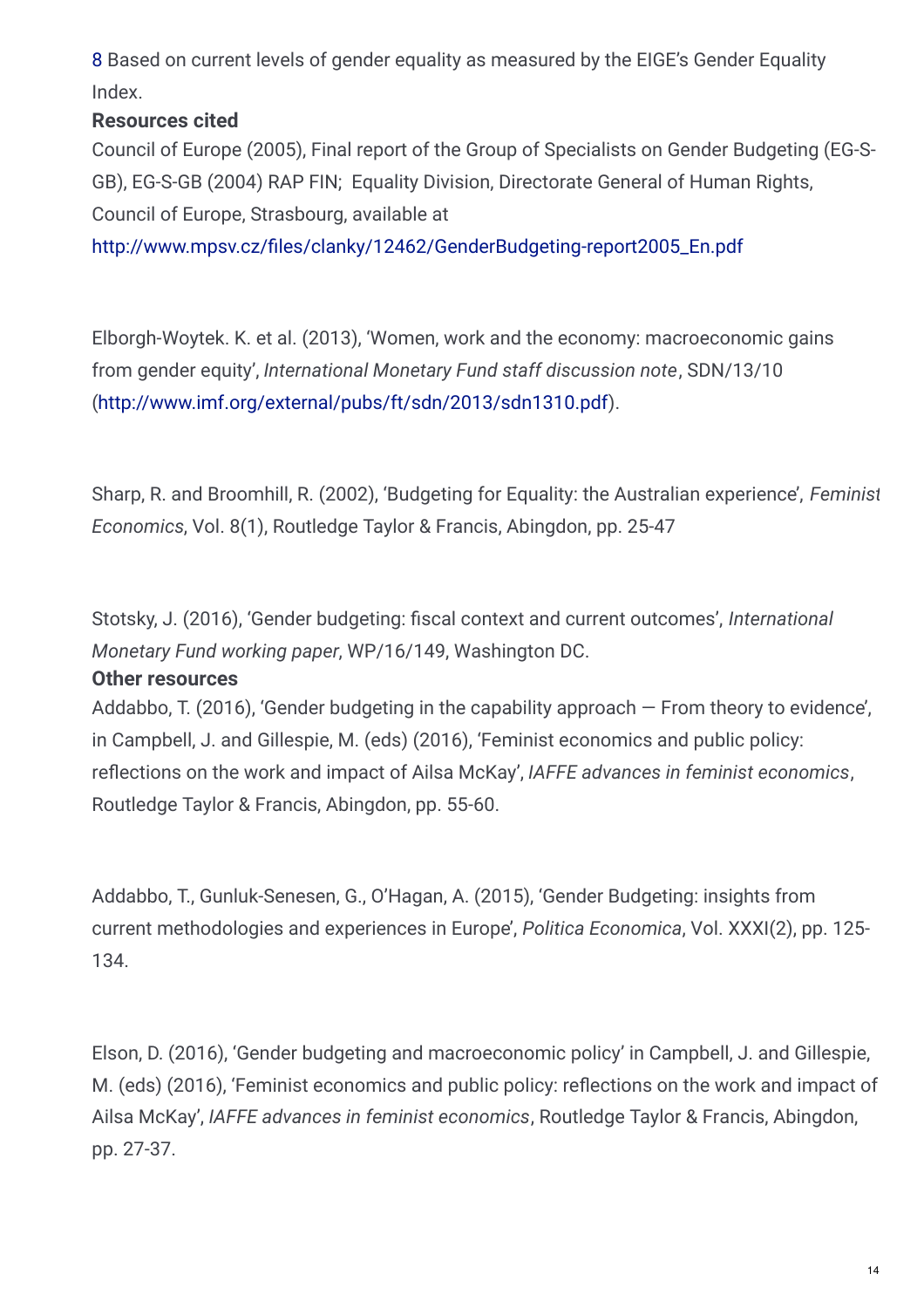8 Based on current levels of gender equality as measured by the EIGE's Gender Equality Index.

**Resources cited**

Council of Europe (2005), Final report of the Group of Specialists on Gender Budgeting (EG-S-GB), EG-S-GB (2004) RAP FIN;  Equality Division, Directorate General of Human Rights, Council of Europe, Strasbourg, available at http://www.mpsv.cz/files/clanky/12462/GenderBudgeting-report2005_En.pdf

Elborgh-Woytek. K. et al. (2013), 'Women, work and the economy: macroeconomic gains from gender equity', *International Monetary Fund staff discussion note*, SDN/13/10 (http://www.imf.org/external/pubs/ft/sdn/2013/sdn1310.pdf).

Sharp, R. and Broomhill, R. (2002), 'Budgeting for Equality: the Australian experience', *Feminist Economics*, Vol. 8(1), Routledge Taylor & Francis, Abingdon, pp. 25-47

Stotsky, J. (2016), 'Gender budgeting: fiscal context and current outcomes', *International Monetary Fund working paper*, WP/16/149, Washington DC.

**Other resources**

Addabbo, T. (2016), 'Gender budgeting in the capability approach — From theory to evidence', in Campbell, J. and Gillespie, M. (eds) (2016), 'Feminist economics and public policy: reflections on the work and impact of Ailsa McKay', *IAFFE advances in feminist economics*, Routledge Taylor & Francis, Abingdon, pp. 55-60.

Addabbo, T., Gunluk-Senesen, G., O'Hagan, A. (2015), 'Gender Budgeting: insights from current methodologies and experiences in Europe', *Politica Economica*, Vol. XXXI(2), pp. 125-134.

Elson, D. (2016), 'Gender budgeting and macroeconomic policy' in Campbell, J. and Gillespie, M. (eds) (2016), 'Feminist economics and public policy: reflections on the work and impact of Ailsa McKay', *IAFFE advances in feminist economics*, Routledge Taylor & Francis, Abingdon, pp. 27-37.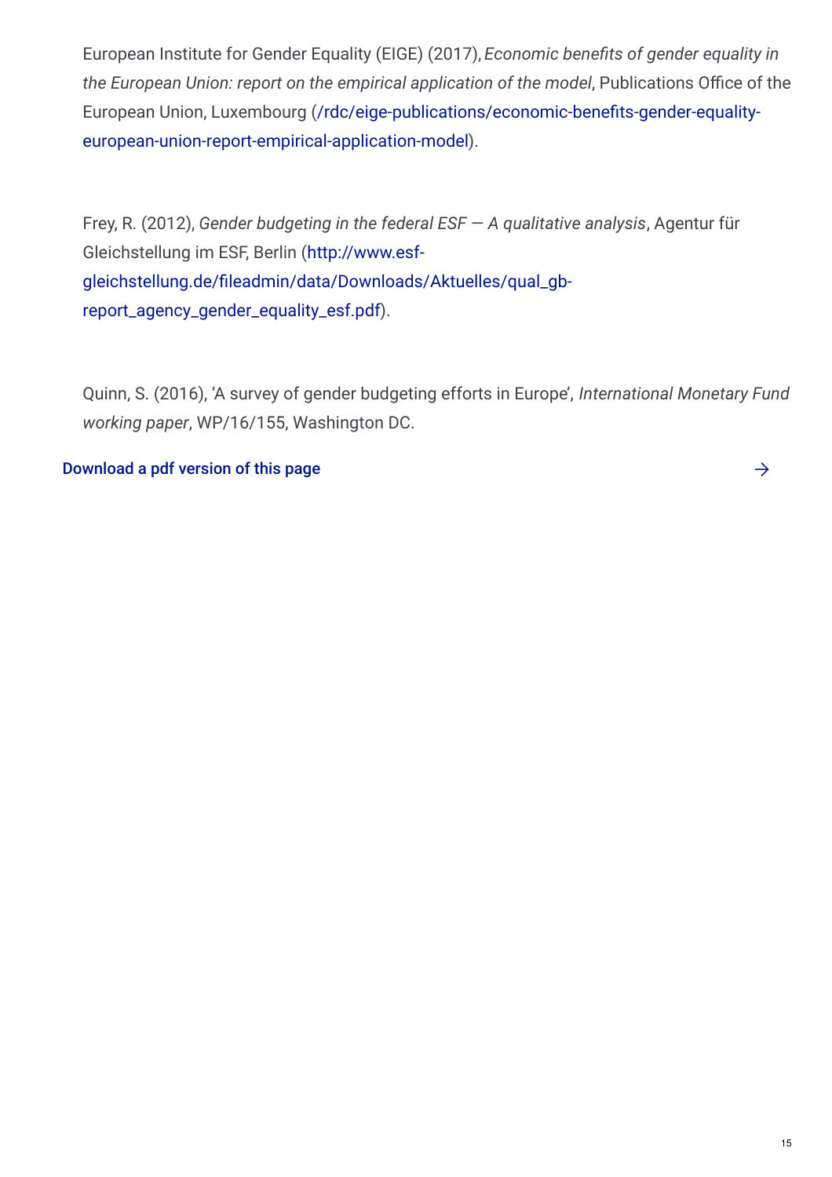European Institute for Gender Equality (EIGE) (2017), *Economic benefits of gender equality in the European Union: report on the empirical application of the model*, Publications Office of the European Union, Luxembourg (/rdc/eige-publications/economic-benefits-gender-equality-european-union-report-empirical-application-model).

Frey, R. (2012), *Gender budgeting in the federal ESF — A qualitative analysis*, Agentur für Gleichstellung im ESF, Berlin (http://www.esf-gleichstellung.de/fileadmin/data/Downloads/Aktuelles/qual_gb-report_agency_gender_equality_esf.pdf).

Quinn, S. (2016), 'A survey of gender budgeting efforts in Europe', *International Monetary Fund working paper*, WP/16/155, Washington DC.

Download a pdf version of this page →